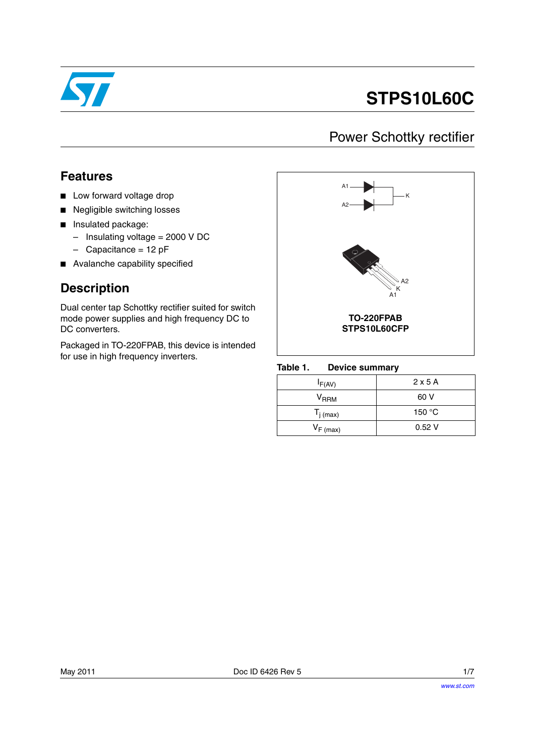# STPS10L60C

## Power Schottky rectifier

### Features

- Low forward voltage drop
- Negligible switching losses
- Insulated package:
  - Insulating voltage = 2000 V DC
  - Capacitance = 12 pF
- Avalanche capability specified

### Description

Dual center tap Schottky rectifier suited for switch mode power supplies and high frequency DC to DC converters.

Packaged in TO-220FPAB, this device is intended for use in high frequency inverters.

A1 A2 K

A2 K A1

**TO-220FPAB**
**STPS10L60CFP**

**Table 1. Device summary**

| | |
|---|---|
| $I_{F(AV)}$ | 2 x 5 A |
| $V_{RRM}$ | 60 V |
| $T_{j\ (max)}$ | 150 °C |
| $V_{F\ (max)}$ | 0.52 V |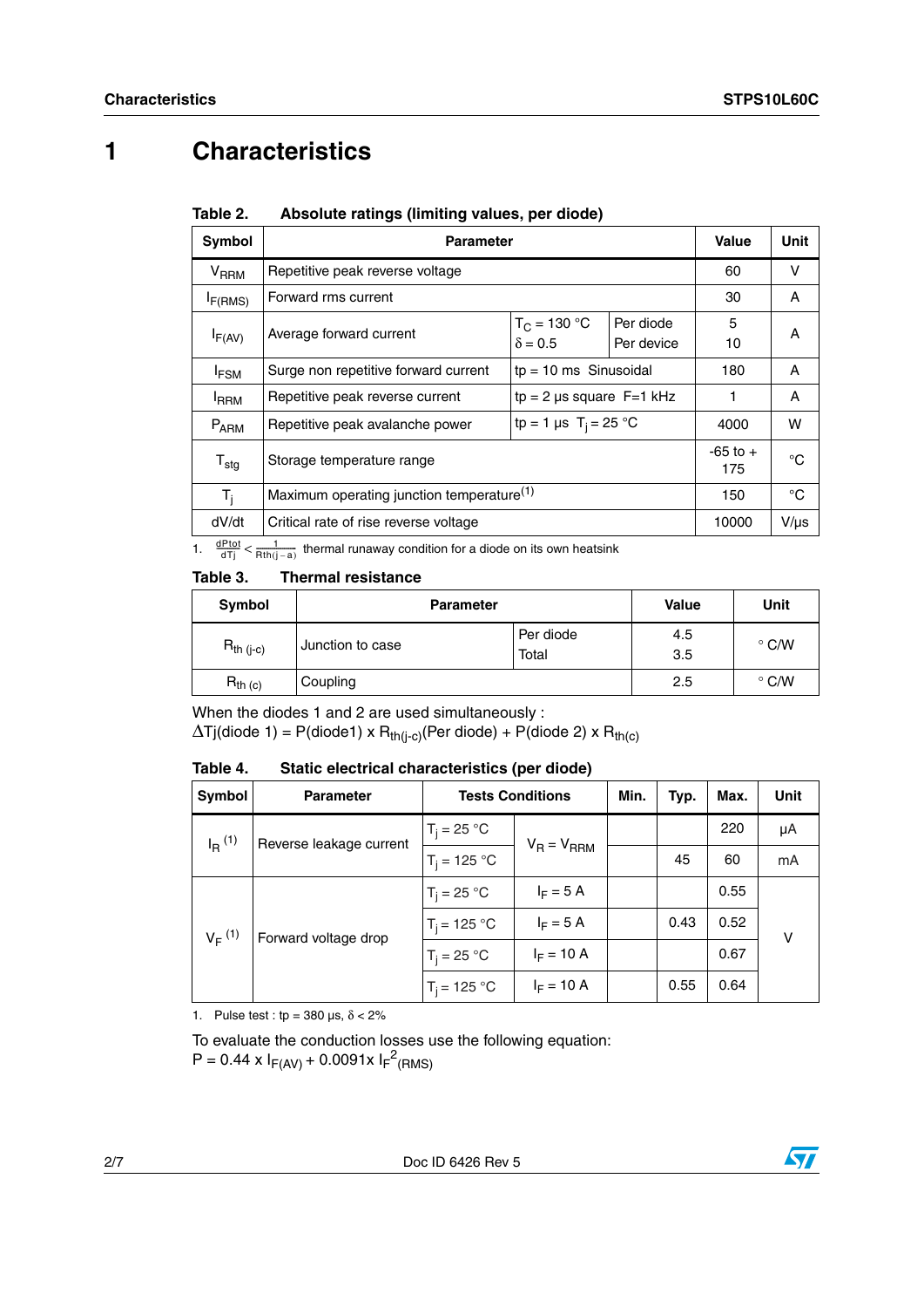# 1 Characteristics

**Table 2. Absolute ratings (limiting values, per diode)**

| Symbol | Parameter | | | Value | Unit |
|---|---|---|---|---|---|
| $V_{RRM}$ | Repetitive peak reverse voltage | | | 60 | V |
| $I_{F(RMS)}$ | Forward rms current | | | 30 | A |
| $I_{F(AV)}$ | Average forward current | $T_C = 130$ °C $\delta = 0.5$ | Per diode<br>Per device | 5<br>10 | A |
| $I_{FSM}$ | Surge non repetitive forward current | tp = 10 ms Sinusoidal | | 180 | A |
| $I_{RRM}$ | Repetitive peak reverse current | tp = 2 µs square F=1 kHz | | 1 | A |
| $P_{ARM}$ | Repetitive peak avalanche power | tp = 1 µs $T_j = 25$ °C | | 4000 | W |
| $T_{stg}$ | Storage temperature range | | | -65 to + 175 | °C |
| $T_j$ | Maximum operating junction temperature[(1)] | | | 150 | °C |
| dV/dt | Critical rate of rise reverse voltage | | | 10000 | V/µs |

1. $\frac{dPtot}{dTj} < \frac{1}{Rth(j-a)}$ thermal runaway condition for a diode on its own heatsink

**Table 3. Thermal resistance**

| Symbol | Parameter | | Value | Unit |
|---|---|---|---|---|
| $R_{th\ (j-c)}$ | Junction to case | Per diode<br>Total | 4.5<br>3.5 | °C/W |
| $R_{th\ (c)}$ | Coupling | | 2.5 | °C/W |

When the diodes 1 and 2 are used simultaneously :
$\Delta Tj(\text{diode 1}) = P(\text{diode1}) \times R_{th(j-c)}(\text{Per diode}) + P(\text{diode 2}) \times R_{th(c)}$

**Table 4. Static electrical characteristics (per diode)**

| Symbol | Parameter | Tests Conditions | | Min. | Typ. | Max. | Unit |
|---|---|---|---|---|---|---|---|
| $I_R$ [(1)] | Reverse leakage current | $T_j = 25$ °C | $V_R = V_{RRM}$ | | | 220 | µA |
| | | $T_j = 125$ °C | | | 45 | 60 | mA |
| $V_F$ [(1)] | Forward voltage drop | $T_j = 25$ °C | $I_F = 5$ A | | | 0.55 | V |
| | | $T_j = 125$ °C | $I_F = 5$ A | | 0.43 | 0.52 | |
| | | $T_j = 25$ °C | $I_F = 10$ A | | | 0.67 | |
| | | $T_j = 125$ °C | $I_F = 10$ A | | 0.55 | 0.64 | |

1. Pulse test : tp = 380 µs, $\delta < 2\%$

To evaluate the conduction losses use the following equation:
$P = 0.44 \times I_{F(AV)} + 0.0091 \times I_F{}^2{}_{(RMS)}$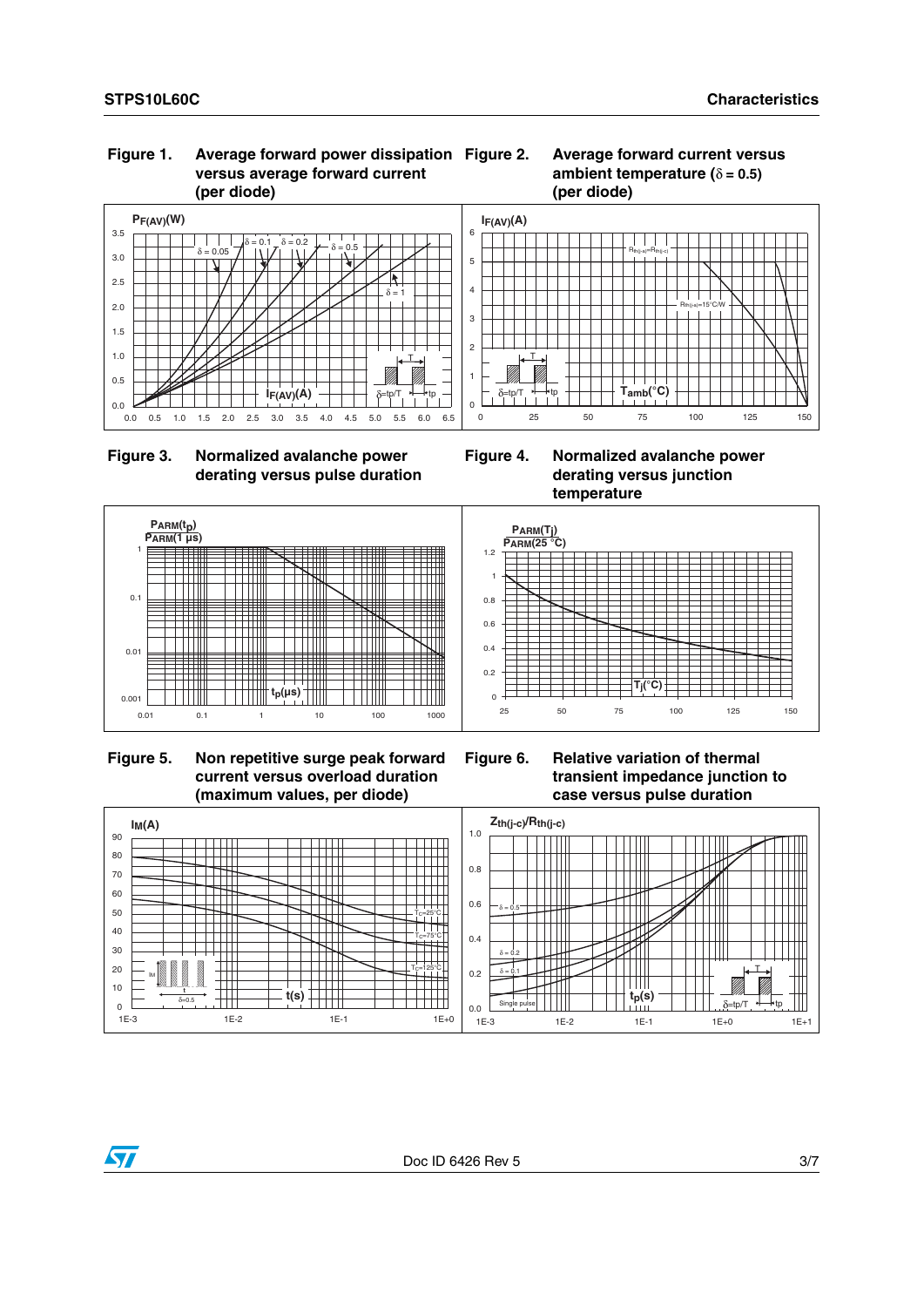**Figure 1. Average forward power dissipation versus average forward current (per diode)**

**Figure 2. Average forward current versus ambient temperature (δ = 0.5) (per diode)**

**Figure 3. Normalized avalanche power derating versus pulse duration**

**Figure 4. Normalized avalanche power derating versus junction temperature**

**Figure 5. Non repetitive surge peak forward current versus overload duration (maximum values, per diode)**

**Figure 6. Relative variation of thermal transient impedance junction to case versus pulse duration**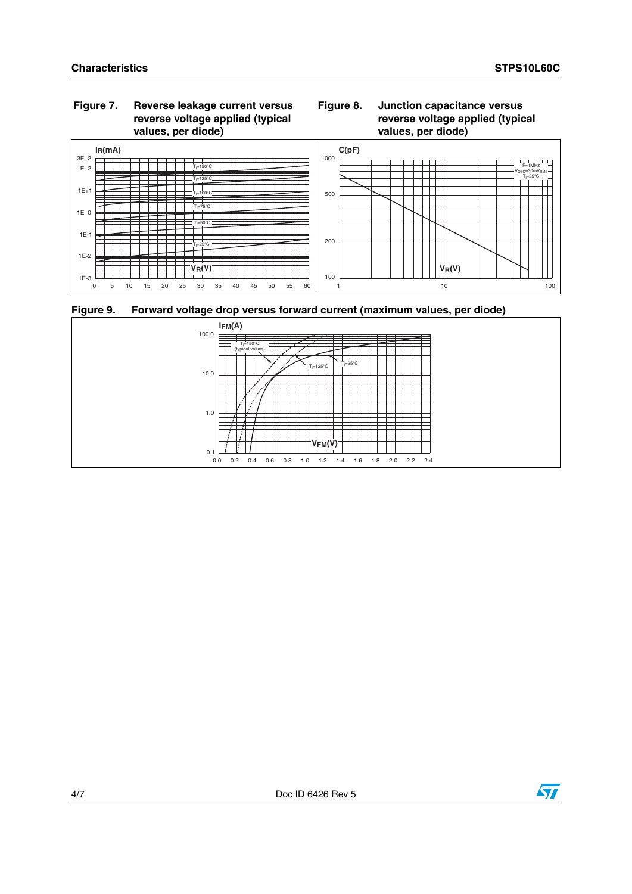**Figure 7. Reverse leakage current versus reverse voltage applied (typical values, per diode)**

**Figure 8. Junction capacitance versus reverse voltage applied (typical values, per diode)**

**Figure 9. Forward voltage drop versus forward current (maximum values, per diode)**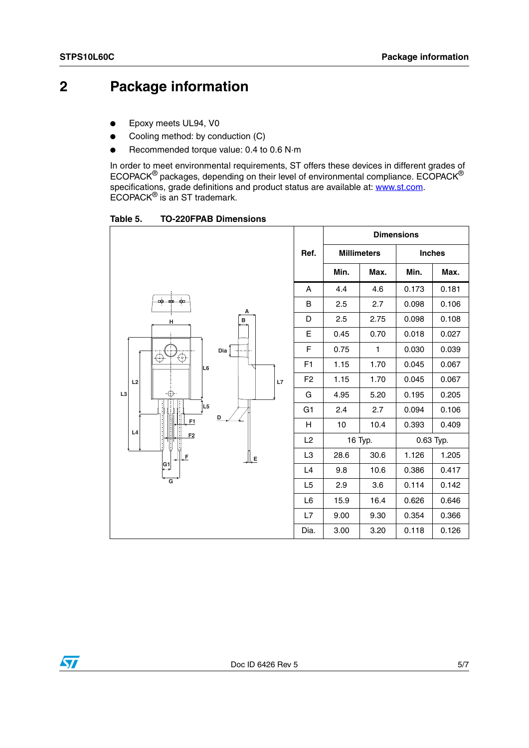# 2 Package information

- Epoxy meets UL94, V0
- Cooling method: by conduction (C)
- Recommended torque value: 0.4 to 0.6 N·m

In order to meet environmental requirements, ST offers these devices in different grades of ECOPACK® packages, depending on their level of environmental compliance. ECOPACK® specifications, grade definitions and product status are available at: www.st.com. ECOPACK® is an ST trademark.

**Table 5. TO-220FPAB Dimensions**

| Ref. | Dimensions | | | |
|---|---|---|---|---|
| | Millimeters | | Inches | |
| | Min. | Max. | Min. | Max. |
| A | 4.4 | 4.6 | 0.173 | 0.181 |
| B | 2.5 | 2.7 | 0.098 | 0.106 |
| D | 2.5 | 2.75 | 0.098 | 0.108 |
| E | 0.45 | 0.70 | 0.018 | 0.027 |
| F | 0.75 | 1 | 0.030 | 0.039 |
| F1 | 1.15 | 1.70 | 0.045 | 0.067 |
| F2 | 1.15 | 1.70 | 0.045 | 0.067 |
| G | 4.95 | 5.20 | 0.195 | 0.205 |
| G1 | 2.4 | 2.7 | 0.094 | 0.106 |
| H | 10 | 10.4 | 0.393 | 0.409 |
| L2 | 16 Typ. | | 0.63 Typ. | |
| L3 | 28.6 | 30.6 | 1.126 | 1.205 |
| L4 | 9.8 | 10.6 | 0.386 | 0.417 |
| L5 | 2.9 | 3.6 | 0.114 | 0.142 |
| L6 | 15.9 | 16.4 | 0.626 | 0.646 |
| L7 | 9.00 | 9.30 | 0.354 | 0.366 |
| Dia. | 3.00 | 3.20 | 0.118 | 0.126 |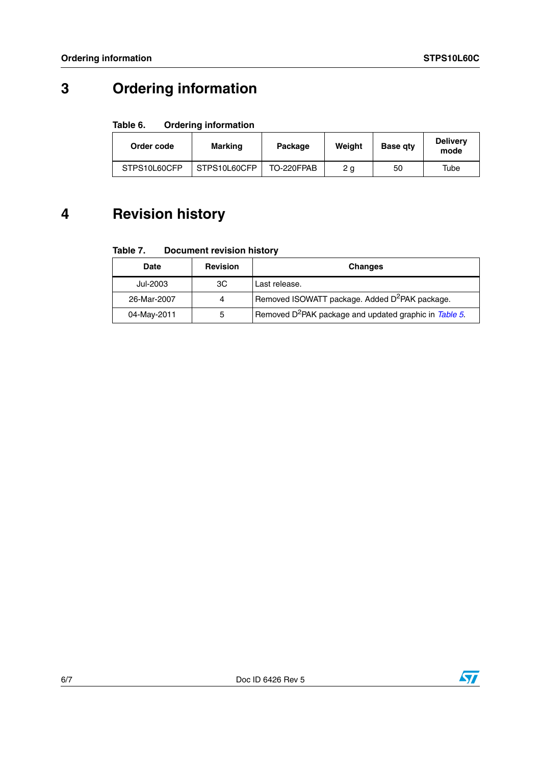# 3 Ordering information

**Table 6. Ordering information**

| Order code | Marking | Package | Weight | Base qty | Delivery mode |
|---|---|---|---|---|---|
| STPS10L60CFP | STPS10L60CFP | TO-220FPAB | 2 g | 50 | Tube |

# 4 Revision history

**Table 7. Document revision history**

| Date | Revision | Changes |
|---|---|---|
| Jul-2003 | 3C | Last release. |
| 26-Mar-2007 | 4 | Removed ISOWATT package. Added $D^2$PAK package. |
| 04-May-2011 | 5 | Removed $D^2$PAK package and updated graphic in *Table 5*. |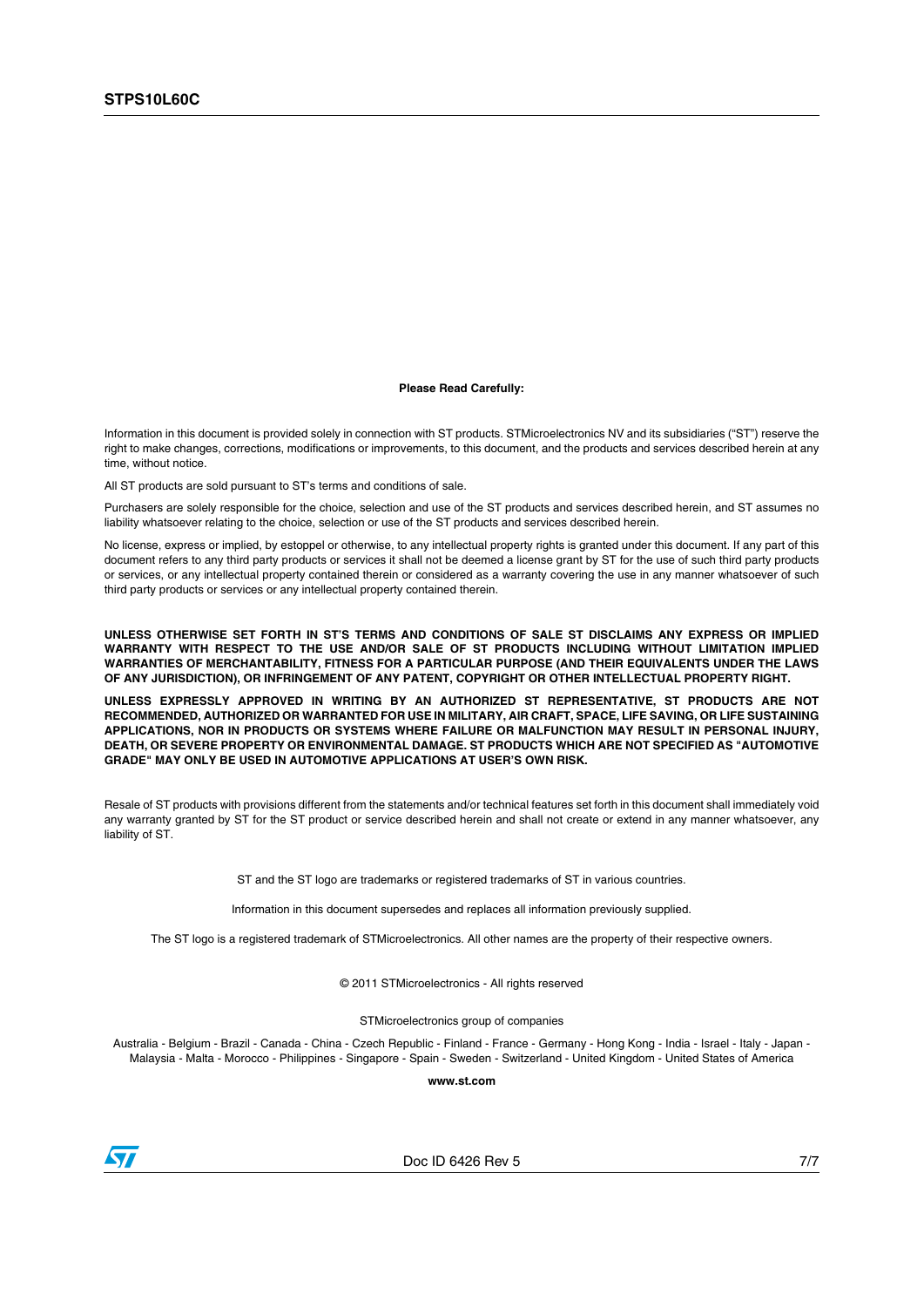**Please Read Carefully:**

Information in this document is provided solely in connection with ST products. STMicroelectronics NV and its subsidiaries (“ST”) reserve the right to make changes, corrections, modifications or improvements, to this document, and the products and services described herein at any time, without notice.

All ST products are sold pursuant to ST’s terms and conditions of sale.

Purchasers are solely responsible for the choice, selection and use of the ST products and services described herein, and ST assumes no liability whatsoever relating to the choice, selection or use of the ST products and services described herein.

No license, express or implied, by estoppel or otherwise, to any intellectual property rights is granted under this document. If any part of this document refers to any third party products or services it shall not be deemed a license grant by ST for the use of such third party products or services, or any intellectual property contained therein or considered as a warranty covering the use in any manner whatsoever of such third party products or services or any intellectual property contained therein.

**UNLESS OTHERWISE SET FORTH IN ST’S TERMS AND CONDITIONS OF SALE ST DISCLAIMS ANY EXPRESS OR IMPLIED WARRANTY WITH RESPECT TO THE USE AND/OR SALE OF ST PRODUCTS INCLUDING WITHOUT LIMITATION IMPLIED WARRANTIES OF MERCHANTABILITY, FITNESS FOR A PARTICULAR PURPOSE (AND THEIR EQUIVALENTS UNDER THE LAWS OF ANY JURISDICTION), OR INFRINGEMENT OF ANY PATENT, COPYRIGHT OR OTHER INTELLECTUAL PROPERTY RIGHT.**

**UNLESS EXPRESSLY APPROVED IN WRITING BY AN AUTHORIZED ST REPRESENTATIVE, ST PRODUCTS ARE NOT RECOMMENDED, AUTHORIZED OR WARRANTED FOR USE IN MILITARY, AIR CRAFT, SPACE, LIFE SAVING, OR LIFE SUSTAINING APPLICATIONS, NOR IN PRODUCTS OR SYSTEMS WHERE FAILURE OR MALFUNCTION MAY RESULT IN PERSONAL INJURY, DEATH, OR SEVERE PROPERTY OR ENVIRONMENTAL DAMAGE. ST PRODUCTS WHICH ARE NOT SPECIFIED AS "AUTOMOTIVE GRADE" MAY ONLY BE USED IN AUTOMOTIVE APPLICATIONS AT USER’S OWN RISK.**

Resale of ST products with provisions different from the statements and/or technical features set forth in this document shall immediately void any warranty granted by ST for the ST product or service described herein and shall not create or extend in any manner whatsoever, any liability of ST.

ST and the ST logo are trademarks or registered trademarks of ST in various countries.

Information in this document supersedes and replaces all information previously supplied.

The ST logo is a registered trademark of STMicroelectronics. All other names are the property of their respective owners.

© 2011 STMicroelectronics - All rights reserved

STMicroelectronics group of companies

Australia - Belgium - Brazil - Canada - China - Czech Republic - Finland - France - Germany - Hong Kong - India - Israel - Italy - Japan - Malaysia - Malta - Morocco - Philippines - Singapore - Spain - Sweden - Switzerland - United Kingdom - United States of America

**www.st.com**